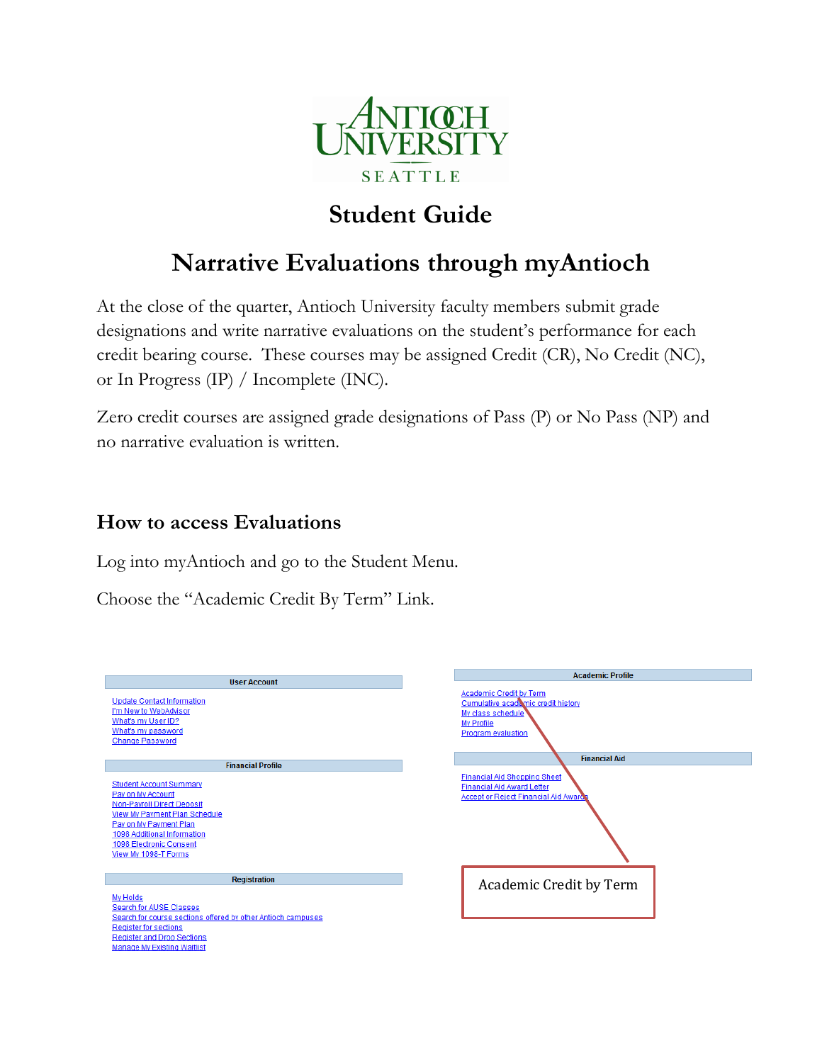ANTIOCH UNIVERSITY
SEATTLE

# Student Guide

# Narrative Evaluations through myAntioch

At the close of the quarter, Antioch University faculty members submit grade designations and write narrative evaluations on the student's performance for each credit bearing course. These courses may be assigned Credit (CR), No Credit (NC), or In Progress (IP) / Incomplete (INC).

Zero credit courses are assigned grade designations of Pass (P) or No Pass (NP) and no narrative evaluation is written.

## How to access Evaluations

Log into myAntioch and go to the Student Menu.

Choose the "Academic Credit By Term" Link.

**User Account**

- Update Contact Information
- I'm New to WebAdvisor
- What's my User ID?
- What's my password
- Change Password

**Financial Profile**

- Student Account Summary
- Pay on My Account
- Non-Payroll Direct Deposit
- View My Payment Plan Schedule
- Pay on My Payment Plan
- 1098 Additional Information
- 1098 Electronic Consent
- View My 1098-T Forms

**Registration**

- My Holds
- Search for AUSE Classes
- Search for course sections offered by other Antioch campuses
- Register for sections
- Register and Drop Sections
- Manage My Existing Waitlist

**Academic Profile**

- Academic Credit by Term
- Cumulative academic credit history
- My class schedule
- My Profile
- Program evaluation

**Financial Aid**

- Financial Aid Shopping Sheet
- Financial Aid Award Letter
- Accept or Reject Financial Aid Awards

Academic Credit by Term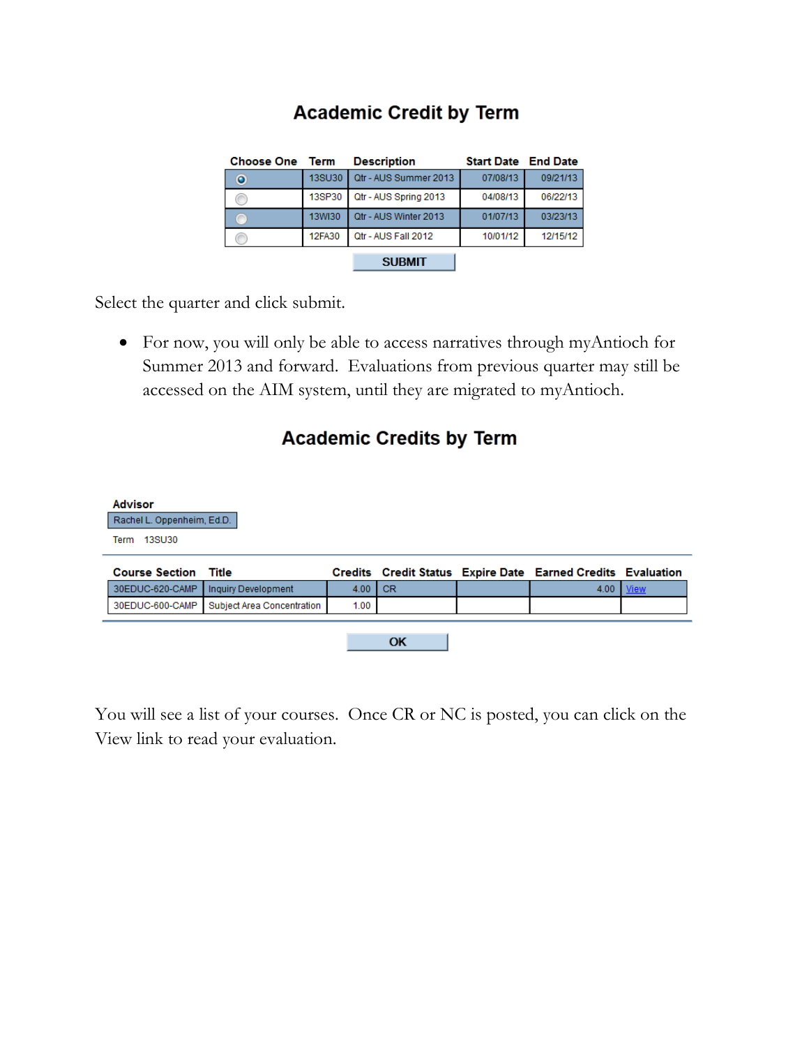## Academic Credit by Term

| Choose One | Term | Description | Start Date | End Date |
|---|---|---|---|---|
| (●) | 13SU30 | Qtr - AUS Summer 2013 | 07/08/13 | 09/21/13 |
| ( ) | 13SP30 | Qtr - AUS Spring 2013 | 04/08/13 | 06/22/13 |
| ( ) | 13WI30 | Qtr - AUS Winter 2013 | 01/07/13 | 03/23/13 |
| ( ) | 12FA30 | Qtr - AUS Fall 2012 | 10/01/12 | 12/15/12 |

SUBMIT

Select the quarter and click submit.

- For now, you will only be able to access narratives through myAntioch for Summer 2013 and forward. Evaluations from previous quarter may still be accessed on the AIM system, until they are migrated to myAntioch.

## Academic Credits by Term

**Advisor**

Rachel L. Oppenheim, Ed.D.

Term 13SU30

| Course Section | Title | Credits | Credit Status | Expire Date | Earned Credits | Evaluation |
|---|---|---|---|---|---|---|
| 30EDUC-620-CAMP | Inquiry Development | 4.00 | CR | | 4.00 | View |
| 30EDUC-600-CAMP | Subject Area Concentration | 1.00 | | | | |

OK

You will see a list of your courses. Once CR or NC is posted, you can click on the View link to read your evaluation.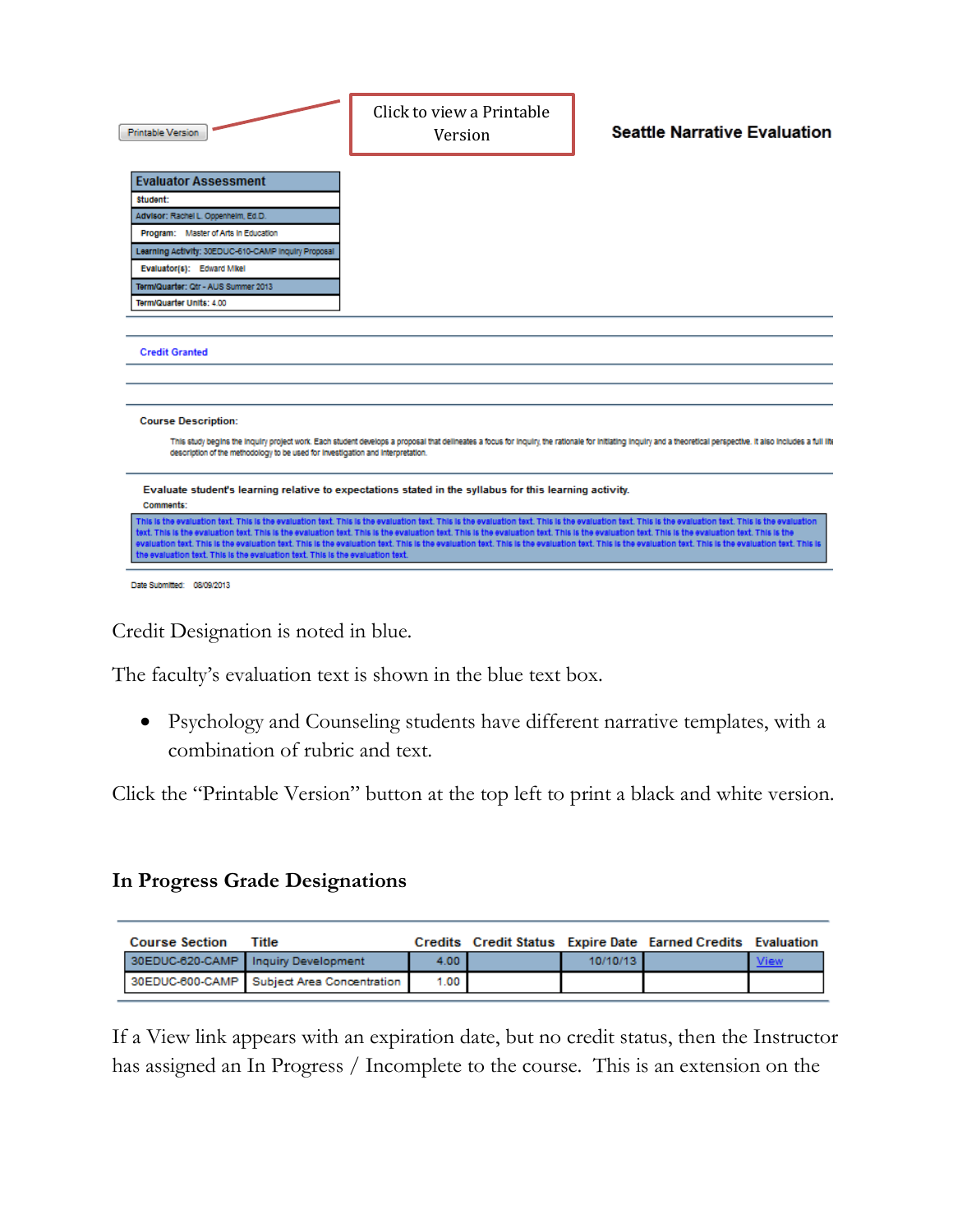Printable Version

Click to view a Printable Version

**Seattle Narrative Evaluation**

| Evaluator Assessment |
|---|
| Student: |
| Advisor: Rachel L. Oppenheim, Ed.D. |
| Program: Master of Arts in Education |
| Learning Activity: 30EDUC-610-CAMP Inquiry Proposal |
| Evaluator(s): Edward Mikel |
| Term/Quarter: Qtr - AUS Summer 2013 |
| Term/Quarter Units: 4.00 |

Credit Granted

**Course Description:**

This study begins the inquiry project work. Each student develops a proposal that delineates a focus for inquiry, the rationale for initiating inquiry and a theoretical perspective. It also includes a full lit description of the methodology to be used for investigation and interpretation.

**Evaluate student's learning relative to expectations stated in the syllabus for this learning activity.**

**Comments:**

This is the evaluation text. This is the evaluation text. This is the evaluation text. This is the evaluation text. This is the evaluation text. This is the evaluation text. This is the evaluation text. This is the evaluation text. This is the evaluation text. This is the evaluation text. This is the evaluation text. This is the evaluation text. This is the evaluation text. This is the evaluation text. This is the evaluation text. This is the evaluation text. This is the evaluation text. This is the evaluation text. This is the evaluation text. This is the evaluation text. This is the evaluation text. This is the evaluation text. This is the evaluation text. This is the evaluation text.

Date Submitted: 08/09/2013

Credit Designation is noted in blue.

The faculty's evaluation text is shown in the blue text box.

- Psychology and Counseling students have different narrative templates, with a combination of rubric and text.

Click the "Printable Version" button at the top left to print a black and white version.

## In Progress Grade Designations

| Course Section | Title | Credits | Credit Status | Expire Date | Earned Credits | Evaluation |
|---|---|---|---|---|---|---|
| 30EDUC-620-CAMP | Inquiry Development | 4.00 | | 10/10/13 | | View |
| 30EDUC-600-CAMP | Subject Area Concentration | 1.00 | | | | |

If a View link appears with an expiration date, but no credit status, then the Instructor has assigned an In Progress / Incomplete to the course. This is an extension on the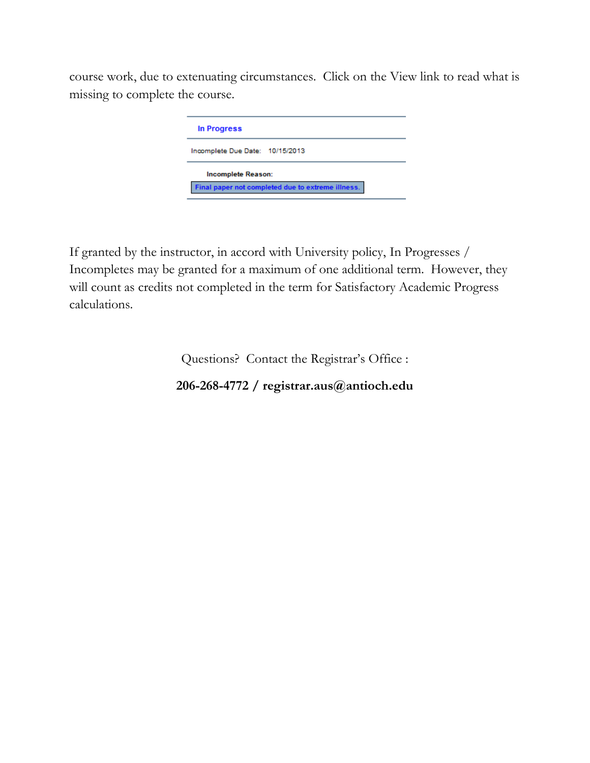course work, due to extenuating circumstances. Click on the View link to read what is missing to complete the course.

| |
|---|
| In Progress |
| Incomplete Due Date: 10/15/2013 |
| Incomplete Reason: Final paper not completed due to extreme illness. |

If granted by the instructor, in accord with University policy, In Progresses / Incompletes may be granted for a maximum of one additional term. However, they will count as credits not completed in the term for Satisfactory Academic Progress calculations.

Questions? Contact the Registrar's Office :

**206-268-4772 / registrar.aus@antioch.edu**